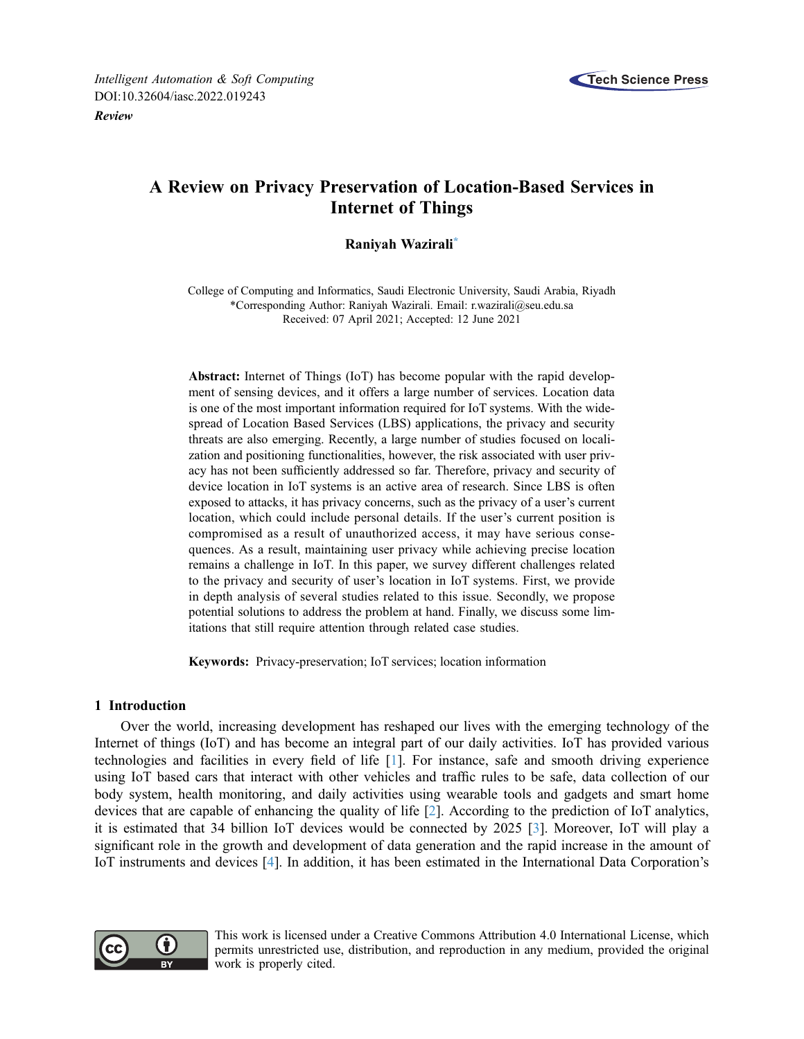*Intelligent Automation & Soft Computing*
DOI:10.32604/iasc.2022.019243

***Review***

# A Review on Privacy Preservation of Location-Based Services in Internet of Things

**Raniyah Wazirali***

College of Computing and Informatics, Saudi Electronic University, Saudi Arabia, Riyadh
*Corresponding Author: Raniyah Wazirali. Email: r.wazirali@seu.edu.sa
Received: 07 April 2021; Accepted: 12 June 2021

**Abstract:** Internet of Things (IoT) has become popular with the rapid development of sensing devices, and it offers a large number of services. Location data is one of the most important information required for IoT systems. With the widespread of Location Based Services (LBS) applications, the privacy and security threats are also emerging. Recently, a large number of studies focused on localization and positioning functionalities, however, the risk associated with user privacy has not been sufficiently addressed so far. Therefore, privacy and security of device location in IoT systems is an active area of research. Since LBS is often exposed to attacks, it has privacy concerns, such as the privacy of a user's current location, which could include personal details. If the user's current position is compromised as a result of unauthorized access, it may have serious consequences. As a result, maintaining user privacy while achieving precise location remains a challenge in IoT. In this paper, we survey different challenges related to the privacy and security of user's location in IoT systems. First, we provide in depth analysis of several studies related to this issue. Secondly, we propose potential solutions to address the problem at hand. Finally, we discuss some limitations that still require attention through related case studies.

**Keywords:** Privacy-preservation; IoT services; location information

## 1 Introduction

Over the world, increasing development has reshaped our lives with the emerging technology of the Internet of things (IoT) and has become an integral part of our daily activities. IoT has provided various technologies and facilities in every field of life [1]. For instance, safe and smooth driving experience using IoT based cars that interact with other vehicles and traffic rules to be safe, data collection of our body system, health monitoring, and daily activities using wearable tools and gadgets and smart home devices that are capable of enhancing the quality of life [2]. According to the prediction of IoT analytics, it is estimated that 34 billion IoT devices would be connected by 2025 [3]. Moreover, IoT will play a significant role in the growth and development of data generation and the rapid increase in the amount of IoT instruments and devices [4]. In addition, it has been estimated in the International Data Corporation's

This work is licensed under a Creative Commons Attribution 4.0 International License, which permits unrestricted use, distribution, and reproduction in any medium, provided the original work is properly cited.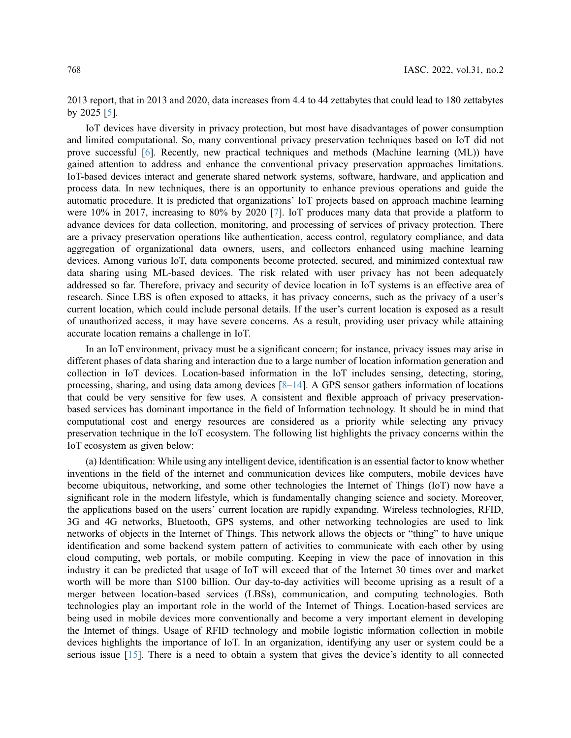2013 report, that in 2013 and 2020, data increases from 4.4 to 44 zettabytes that could lead to 180 zettabytes by 2025 [5].

IoT devices have diversity in privacy protection, but most have disadvantages of power consumption and limited computational. So, many conventional privacy preservation techniques based on IoT did not prove successful [6]. Recently, new practical techniques and methods (Machine learning (ML)) have gained attention to address and enhance the conventional privacy preservation approaches limitations. IoT-based devices interact and generate shared network systems, software, hardware, and application and process data. In new techniques, there is an opportunity to enhance previous operations and guide the automatic procedure. It is predicted that organizations' IoT projects based on approach machine learning were 10% in 2017, increasing to 80% by 2020 [7]. IoT produces many data that provide a platform to advance devices for data collection, monitoring, and processing of services of privacy protection. There are a privacy preservation operations like authentication, access control, regulatory compliance, and data aggregation of organizational data owners, users, and collectors enhanced using machine learning devices. Among various IoT, data components become protected, secured, and minimized contextual raw data sharing using ML-based devices. The risk related with user privacy has not been adequately addressed so far. Therefore, privacy and security of device location in IoT systems is an effective area of research. Since LBS is often exposed to attacks, it has privacy concerns, such as the privacy of a user's current location, which could include personal details. If the user's current location is exposed as a result of unauthorized access, it may have severe concerns. As a result, providing user privacy while attaining accurate location remains a challenge in IoT.

In an IoT environment, privacy must be a significant concern; for instance, privacy issues may arise in different phases of data sharing and interaction due to a large number of location information generation and collection in IoT devices. Location-based information in the IoT includes sensing, detecting, storing, processing, sharing, and using data among devices [8–14]. A GPS sensor gathers information of locations that could be very sensitive for few uses. A consistent and flexible approach of privacy preservation-based services has dominant importance in the field of Information technology. It should be in mind that computational cost and energy resources are considered as a priority while selecting any privacy preservation technique in the IoT ecosystem. The following list highlights the privacy concerns within the IoT ecosystem as given below:

(a) Identification: While using any intelligent device, identification is an essential factor to know whether inventions in the field of the internet and communication devices like computers, mobile devices have become ubiquitous, networking, and some other technologies the Internet of Things (IoT) now have a significant role in the modern lifestyle, which is fundamentally changing science and society. Moreover, the applications based on the users' current location are rapidly expanding. Wireless technologies, RFID, 3G and 4G networks, Bluetooth, GPS systems, and other networking technologies are used to link networks of objects in the Internet of Things. This network allows the objects or "thing" to have unique identification and some backend system pattern of activities to communicate with each other by using cloud computing, web portals, or mobile computing. Keeping in view the pace of innovation in this industry it can be predicted that usage of IoT will exceed that of the Internet 30 times over and market worth will be more than $100 billion. Our day-to-day activities will become uprising as a result of a merger between location-based services (LBSs), communication, and computing technologies. Both technologies play an important role in the world of the Internet of Things. Location-based services are being used in mobile devices more conventionally and become a very important element in developing the Internet of things. Usage of RFID technology and mobile logistic information collection in mobile devices highlights the importance of IoT. In an organization, identifying any user or system could be a serious issue [15]. There is a need to obtain a system that gives the device's identity to all connected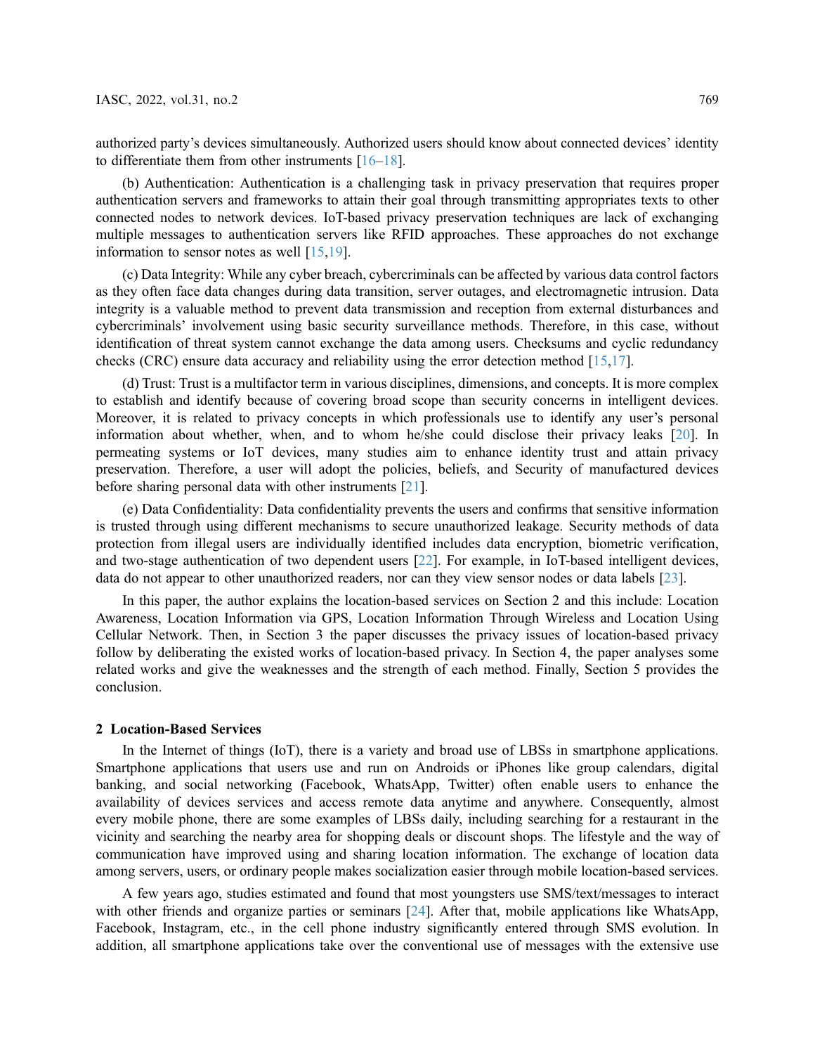authorized party's devices simultaneously. Authorized users should know about connected devices' identity to differentiate them from other instruments [16–18].

(b) Authentication: Authentication is a challenging task in privacy preservation that requires proper authentication servers and frameworks to attain their goal through transmitting appropriates texts to other connected nodes to network devices. IoT-based privacy preservation techniques are lack of exchanging multiple messages to authentication servers like RFID approaches. These approaches do not exchange information to sensor notes as well [15,19].

(c) Data Integrity: While any cyber breach, cybercriminals can be affected by various data control factors as they often face data changes during data transition, server outages, and electromagnetic intrusion. Data integrity is a valuable method to prevent data transmission and reception from external disturbances and cybercriminals' involvement using basic security surveillance methods. Therefore, in this case, without identification of threat system cannot exchange the data among users. Checksums and cyclic redundancy checks (CRC) ensure data accuracy and reliability using the error detection method [15,17].

(d) Trust: Trust is a multifactor term in various disciplines, dimensions, and concepts. It is more complex to establish and identify because of covering broad scope than security concerns in intelligent devices. Moreover, it is related to privacy concepts in which professionals use to identify any user's personal information about whether, when, and to whom he/she could disclose their privacy leaks [20]. In permeating systems or IoT devices, many studies aim to enhance identity trust and attain privacy preservation. Therefore, a user will adopt the policies, beliefs, and Security of manufactured devices before sharing personal data with other instruments [21].

(e) Data Confidentiality: Data confidentiality prevents the users and confirms that sensitive information is trusted through using different mechanisms to secure unauthorized leakage. Security methods of data protection from illegal users are individually identified includes data encryption, biometric verification, and two-stage authentication of two dependent users [22]. For example, in IoT-based intelligent devices, data do not appear to other unauthorized readers, nor can they view sensor nodes or data labels [23].

In this paper, the author explains the location-based services on Section 2 and this include: Location Awareness, Location Information via GPS, Location Information Through Wireless and Location Using Cellular Network. Then, in Section 3 the paper discusses the privacy issues of location-based privacy follow by deliberating the existed works of location-based privacy. In Section 4, the paper analyses some related works and give the weaknesses and the strength of each method. Finally, Section 5 provides the conclusion.

## 2 Location-Based Services

In the Internet of things (IoT), there is a variety and broad use of LBSs in smartphone applications. Smartphone applications that users use and run on Androids or iPhones like group calendars, digital banking, and social networking (Facebook, WhatsApp, Twitter) often enable users to enhance the availability of devices services and access remote data anytime and anywhere. Consequently, almost every mobile phone, there are some examples of LBSs daily, including searching for a restaurant in the vicinity and searching the nearby area for shopping deals or discount shops. The lifestyle and the way of communication have improved using and sharing location information. The exchange of location data among servers, users, or ordinary people makes socialization easier through mobile location-based services.

A few years ago, studies estimated and found that most youngsters use SMS/text/messages to interact with other friends and organize parties or seminars [24]. After that, mobile applications like WhatsApp, Facebook, Instagram, etc., in the cell phone industry significantly entered through SMS evolution. In addition, all smartphone applications take over the conventional use of messages with the extensive use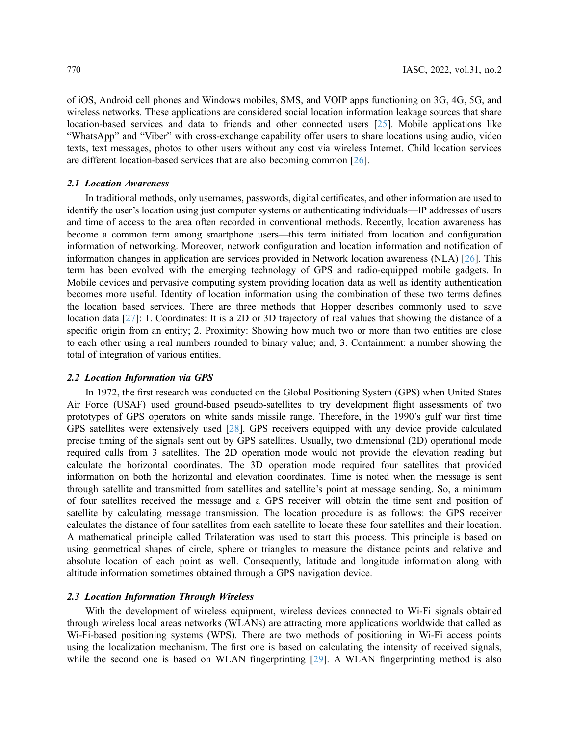of iOS, Android cell phones and Windows mobiles, SMS, and VOIP apps functioning on 3G, 4G, 5G, and wireless networks. These applications are considered social location information leakage sources that share location-based services and data to friends and other connected users [25]. Mobile applications like "WhatsApp" and "Viber" with cross-exchange capability offer users to share locations using audio, video texts, text messages, photos to other users without any cost via wireless Internet. Child location services are different location-based services that are also becoming common [26].

### *2.1 Location Awareness*

In traditional methods, only usernames, passwords, digital certificates, and other information are used to identify the user's location using just computer systems or authenticating individuals—IP addresses of users and time of access to the area often recorded in conventional methods. Recently, location awareness has become a common term among smartphone users—this term initiated from location and configuration information of networking. Moreover, network configuration and location information and notification of information changes in application are services provided in Network location awareness (NLA) [26]. This term has been evolved with the emerging technology of GPS and radio-equipped mobile gadgets. In Mobile devices and pervasive computing system providing location data as well as identity authentication becomes more useful. Identity of location information using the combination of these two terms defines the location based services. There are three methods that Hopper describes commonly used to save location data [27]: 1. Coordinates: It is a 2D or 3D trajectory of real values that showing the distance of a specific origin from an entity; 2. Proximity: Showing how much two or more than two entities are close to each other using a real numbers rounded to binary value; and, 3. Containment: a number showing the total of integration of various entities.

### *2.2 Location Information via GPS*

In 1972, the first research was conducted on the Global Positioning System (GPS) when United States Air Force (USAF) used ground-based pseudo-satellites to try development flight assessments of two prototypes of GPS operators on white sands missile range. Therefore, in the 1990's gulf war first time GPS satellites were extensively used [28]. GPS receivers equipped with any device provide calculated precise timing of the signals sent out by GPS satellites. Usually, two dimensional (2D) operational mode required calls from 3 satellites. The 2D operation mode would not provide the elevation reading but calculate the horizontal coordinates. The 3D operation mode required four satellites that provided information on both the horizontal and elevation coordinates. Time is noted when the message is sent through satellite and transmitted from satellites and satellite's point at message sending. So, a minimum of four satellites received the message and a GPS receiver will obtain the time sent and position of satellite by calculating message transmission. The location procedure is as follows: the GPS receiver calculates the distance of four satellites from each satellite to locate these four satellites and their location. A mathematical principle called Trilateration was used to start this process. This principle is based on using geometrical shapes of circle, sphere or triangles to measure the distance points and relative and absolute location of each point as well. Consequently, latitude and longitude information along with altitude information sometimes obtained through a GPS navigation device.

### *2.3 Location Information Through Wireless*

With the development of wireless equipment, wireless devices connected to Wi-Fi signals obtained through wireless local areas networks (WLANs) are attracting more applications worldwide that called as Wi-Fi-based positioning systems (WPS). There are two methods of positioning in Wi-Fi access points using the localization mechanism. The first one is based on calculating the intensity of received signals, while the second one is based on WLAN fingerprinting [29]. A WLAN fingerprinting method is also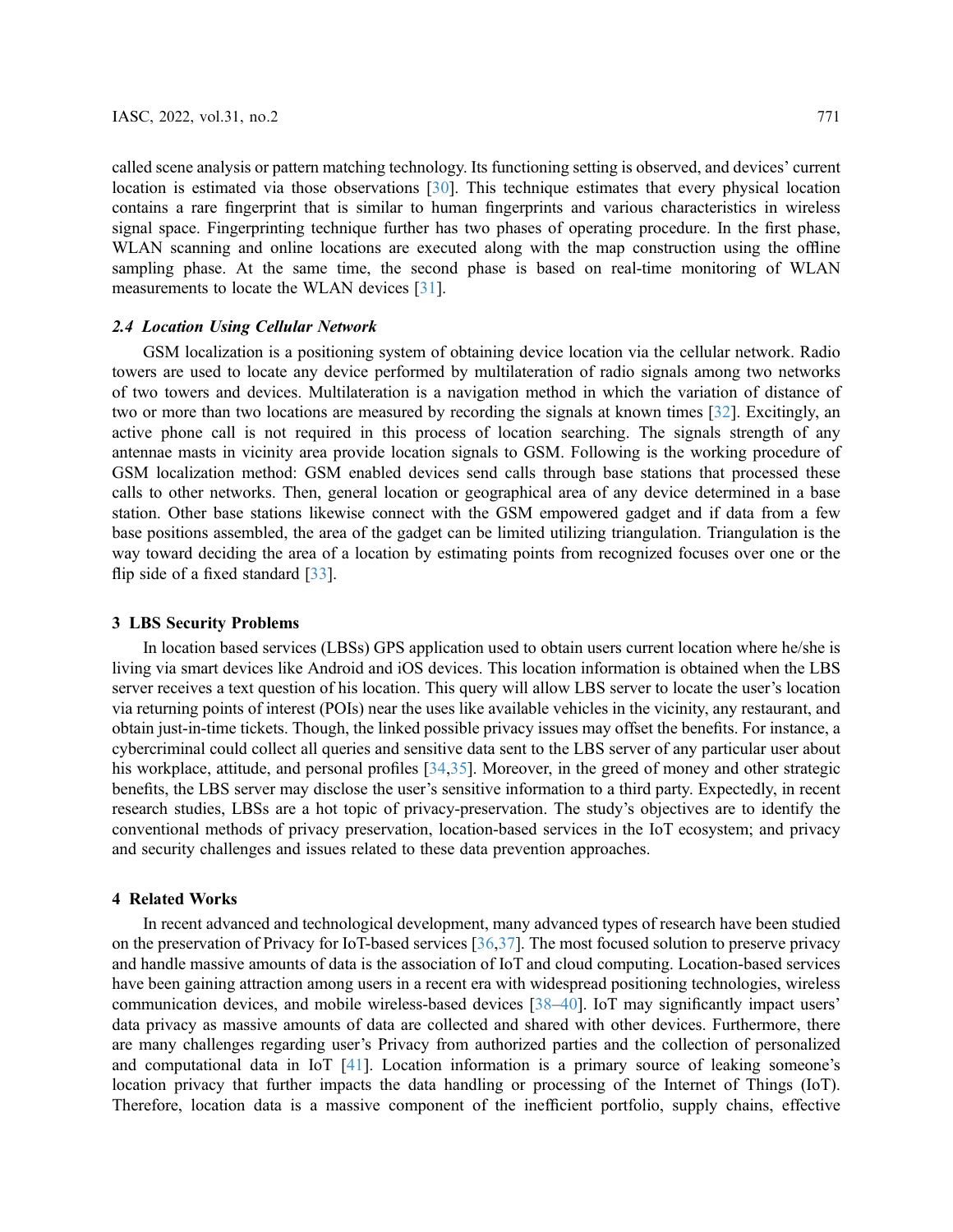called scene analysis or pattern matching technology. Its functioning setting is observed, and devices' current location is estimated via those observations [30]. This technique estimates that every physical location contains a rare fingerprint that is similar to human fingerprints and various characteristics in wireless signal space. Fingerprinting technique further has two phases of operating procedure. In the first phase, WLAN scanning and online locations are executed along with the map construction using the offline sampling phase. At the same time, the second phase is based on real-time monitoring of WLAN measurements to locate the WLAN devices [31].

### *2.4 Location Using Cellular Network*

GSM localization is a positioning system of obtaining device location via the cellular network. Radio towers are used to locate any device performed by multilateration of radio signals among two networks of two towers and devices. Multilateration is a navigation method in which the variation of distance of two or more than two locations are measured by recording the signals at known times [32]. Excitingly, an active phone call is not required in this process of location searching. The signals strength of any antennae masts in vicinity area provide location signals to GSM. Following is the working procedure of GSM localization method: GSM enabled devices send calls through base stations that processed these calls to other networks. Then, general location or geographical area of any device determined in a base station. Other base stations likewise connect with the GSM empowered gadget and if data from a few base positions assembled, the area of the gadget can be limited utilizing triangulation. Triangulation is the way toward deciding the area of a location by estimating points from recognized focuses over one or the flip side of a fixed standard [33].

## 3 LBS Security Problems

In location based services (LBSs) GPS application used to obtain users current location where he/she is living via smart devices like Android and iOS devices. This location information is obtained when the LBS server receives a text question of his location. This query will allow LBS server to locate the user's location via returning points of interest (POIs) near the uses like available vehicles in the vicinity, any restaurant, and obtain just-in-time tickets. Though, the linked possible privacy issues may offset the benefits. For instance, a cybercriminal could collect all queries and sensitive data sent to the LBS server of any particular user about his workplace, attitude, and personal profiles [34,35]. Moreover, in the greed of money and other strategic benefits, the LBS server may disclose the user's sensitive information to a third party. Expectedly, in recent research studies, LBSs are a hot topic of privacy-preservation. The study's objectives are to identify the conventional methods of privacy preservation, location-based services in the IoT ecosystem; and privacy and security challenges and issues related to these data prevention approaches.

## 4 Related Works

In recent advanced and technological development, many advanced types of research have been studied on the preservation of Privacy for IoT-based services [36,37]. The most focused solution to preserve privacy and handle massive amounts of data is the association of IoT and cloud computing. Location-based services have been gaining attraction among users in a recent era with widespread positioning technologies, wireless communication devices, and mobile wireless-based devices [38–40]. IoT may significantly impact users' data privacy as massive amounts of data are collected and shared with other devices. Furthermore, there are many challenges regarding user's Privacy from authorized parties and the collection of personalized and computational data in IoT [41]. Location information is a primary source of leaking someone's location privacy that further impacts the data handling or processing of the Internet of Things (IoT). Therefore, location data is a massive component of the inefficient portfolio, supply chains, effective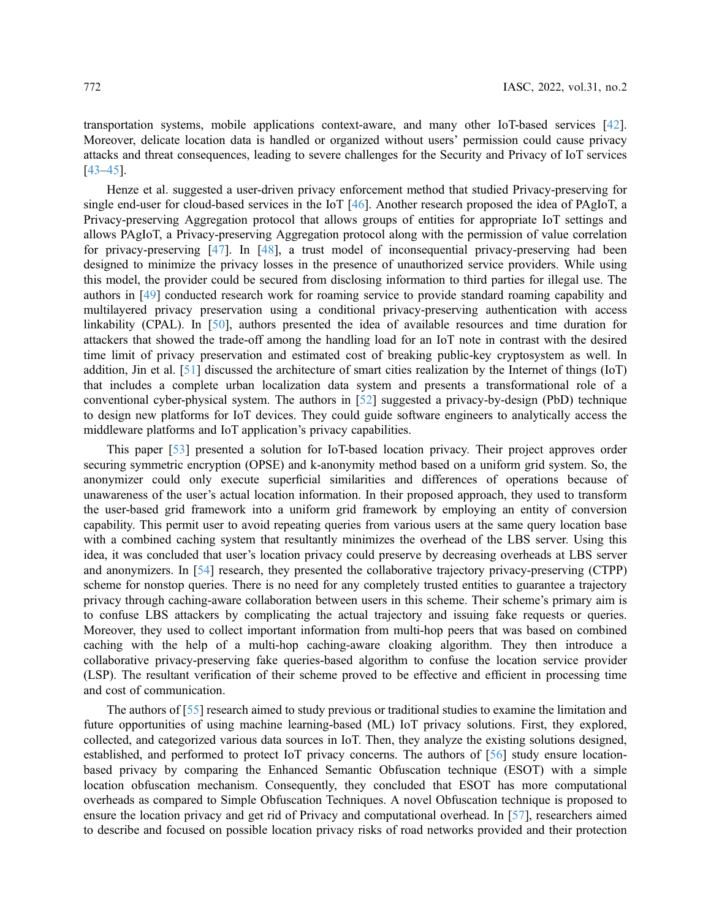transportation systems, mobile applications context-aware, and many other IoT-based services [42]. Moreover, delicate location data is handled or organized without users' permission could cause privacy attacks and threat consequences, leading to severe challenges for the Security and Privacy of IoT services [43–45].

Henze et al. suggested a user-driven privacy enforcement method that studied Privacy-preserving for single end-user for cloud-based services in the IoT [46]. Another research proposed the idea of PAgIoT, a Privacy-preserving Aggregation protocol that allows groups of entities for appropriate IoT settings and allows PAgIoT, a Privacy-preserving Aggregation protocol along with the permission of value correlation for privacy-preserving [47]. In [48], a trust model of inconsequential privacy-preserving had been designed to minimize the privacy losses in the presence of unauthorized service providers. While using this model, the provider could be secured from disclosing information to third parties for illegal use. The authors in [49] conducted research work for roaming service to provide standard roaming capability and multilayered privacy preservation using a conditional privacy-preserving authentication with access linkability (CPAL). In [50], authors presented the idea of available resources and time duration for attackers that showed the trade-off among the handling load for an IoT note in contrast with the desired time limit of privacy preservation and estimated cost of breaking public-key cryptosystem as well. In addition, Jin et al. [51] discussed the architecture of smart cities realization by the Internet of things (IoT) that includes a complete urban localization data system and presents a transformational role of a conventional cyber-physical system. The authors in [52] suggested a privacy-by-design (PbD) technique to design new platforms for IoT devices. They could guide software engineers to analytically access the middleware platforms and IoT application's privacy capabilities.

This paper [53] presented a solution for IoT-based location privacy. Their project approves order securing symmetric encryption (OPSE) and k-anonymity method based on a uniform grid system. So, the anonymizer could only execute superficial similarities and differences of operations because of unawareness of the user's actual location information. In their proposed approach, they used to transform the user-based grid framework into a uniform grid framework by employing an entity of conversion capability. This permit user to avoid repeating queries from various users at the same query location base with a combined caching system that resultantly minimizes the overhead of the LBS server. Using this idea, it was concluded that user's location privacy could preserve by decreasing overheads at LBS server and anonymizers. In [54] research, they presented the collaborative trajectory privacy-preserving (CTPP) scheme for nonstop queries. There is no need for any completely trusted entities to guarantee a trajectory privacy through caching-aware collaboration between users in this scheme. Their scheme's primary aim is to confuse LBS attackers by complicating the actual trajectory and issuing fake requests or queries. Moreover, they used to collect important information from multi-hop peers that was based on combined caching with the help of a multi-hop caching-aware cloaking algorithm. They then introduce a collaborative privacy-preserving fake queries-based algorithm to confuse the location service provider (LSP). The resultant verification of their scheme proved to be effective and efficient in processing time and cost of communication.

The authors of [55] research aimed to study previous or traditional studies to examine the limitation and future opportunities of using machine learning-based (ML) IoT privacy solutions. First, they explored, collected, and categorized various data sources in IoT. Then, they analyze the existing solutions designed, established, and performed to protect IoT privacy concerns. The authors of [56] study ensure location-based privacy by comparing the Enhanced Semantic Obfuscation technique (ESOT) with a simple location obfuscation mechanism. Consequently, they concluded that ESOT has more computational overheads as compared to Simple Obfuscation Techniques. A novel Obfuscation technique is proposed to ensure the location privacy and get rid of Privacy and computational overhead. In [57], researchers aimed to describe and focused on possible location privacy risks of road networks provided and their protection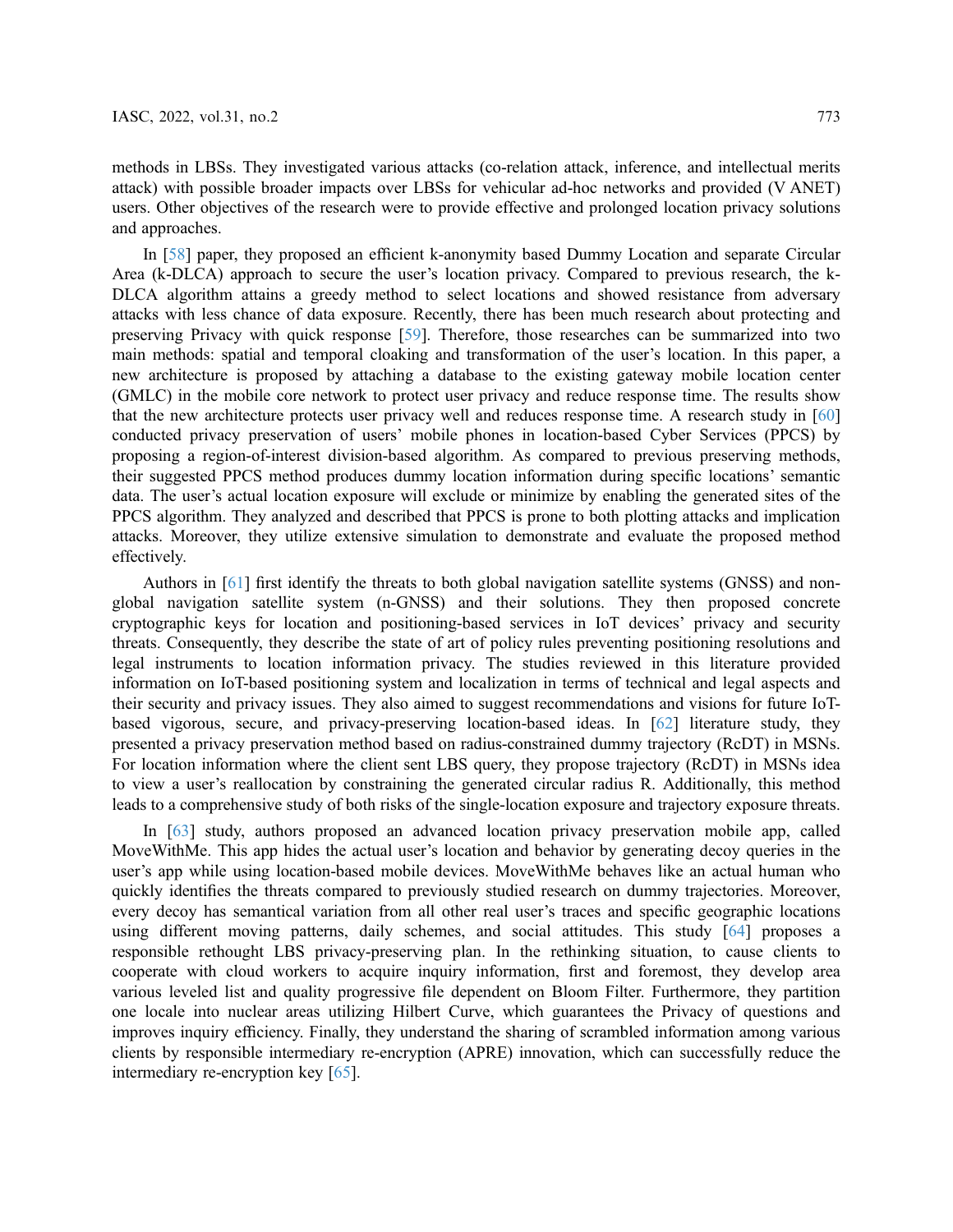methods in LBSs. They investigated various attacks (co-relation attack, inference, and intellectual merits attack) with possible broader impacts over LBSs for vehicular ad-hoc networks and provided (V ANET) users. Other objectives of the research were to provide effective and prolonged location privacy solutions and approaches.

In [58] paper, they proposed an efficient k-anonymity based Dummy Location and separate Circular Area (k-DLCA) approach to secure the user's location privacy. Compared to previous research, the k-DLCA algorithm attains a greedy method to select locations and showed resistance from adversary attacks with less chance of data exposure. Recently, there has been much research about protecting and preserving Privacy with quick response [59]. Therefore, those researches can be summarized into two main methods: spatial and temporal cloaking and transformation of the user's location. In this paper, a new architecture is proposed by attaching a database to the existing gateway mobile location center (GMLC) in the mobile core network to protect user privacy and reduce response time. The results show that the new architecture protects user privacy well and reduces response time. A research study in [60] conducted privacy preservation of users' mobile phones in location-based Cyber Services (PPCS) by proposing a region-of-interest division-based algorithm. As compared to previous preserving methods, their suggested PPCS method produces dummy location information during specific locations' semantic data. The user's actual location exposure will exclude or minimize by enabling the generated sites of the PPCS algorithm. They analyzed and described that PPCS is prone to both plotting attacks and implication attacks. Moreover, they utilize extensive simulation to demonstrate and evaluate the proposed method effectively.

Authors in [61] first identify the threats to both global navigation satellite systems (GNSS) and non-global navigation satellite system (n-GNSS) and their solutions. They then proposed concrete cryptographic keys for location and positioning-based services in IoT devices' privacy and security threats. Consequently, they describe the state of art of policy rules preventing positioning resolutions and legal instruments to location information privacy. The studies reviewed in this literature provided information on IoT-based positioning system and localization in terms of technical and legal aspects and their security and privacy issues. They also aimed to suggest recommendations and visions for future IoT-based vigorous, secure, and privacy-preserving location-based ideas. In [62] literature study, they presented a privacy preservation method based on radius-constrained dummy trajectory (RcDT) in MSNs. For location information where the client sent LBS query, they propose trajectory (RcDT) in MSNs idea to view a user's reallocation by constraining the generated circular radius R. Additionally, this method leads to a comprehensive study of both risks of the single-location exposure and trajectory exposure threats.

In [63] study, authors proposed an advanced location privacy preservation mobile app, called MoveWithMe. This app hides the actual user's location and behavior by generating decoy queries in the user's app while using location-based mobile devices. MoveWithMe behaves like an actual human who quickly identifies the threats compared to previously studied research on dummy trajectories. Moreover, every decoy has semantical variation from all other real user's traces and specific geographic locations using different moving patterns, daily schemes, and social attitudes. This study [64] proposes a responsible rethought LBS privacy-preserving plan. In the rethinking situation, to cause clients to cooperate with cloud workers to acquire inquiry information, first and foremost, they develop area various leveled list and quality progressive file dependent on Bloom Filter. Furthermore, they partition one locale into nuclear areas utilizing Hilbert Curve, which guarantees the Privacy of questions and improves inquiry efficiency. Finally, they understand the sharing of scrambled information among various clients by responsible intermediary re-encryption (APRE) innovation, which can successfully reduce the intermediary re-encryption key [65].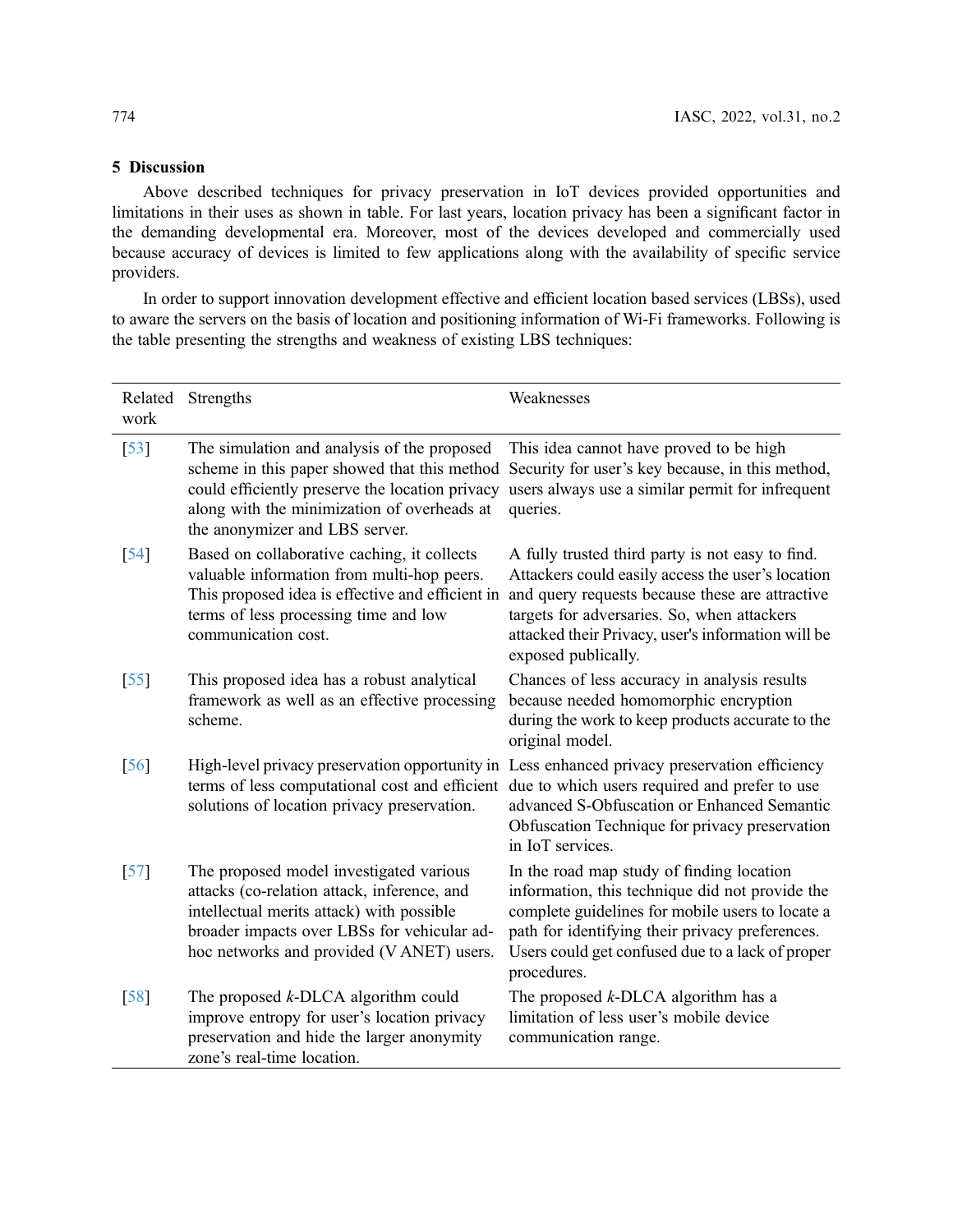## 5 Discussion

Above described techniques for privacy preservation in IoT devices provided opportunities and limitations in their uses as shown in table. For last years, location privacy has been a significant factor in the demanding developmental era. Moreover, most of the devices developed and commercially used because accuracy of devices is limited to few applications along with the availability of specific service providers.

In order to support innovation development effective and efficient location based services (LBSs), used to aware the servers on the basis of location and positioning information of Wi-Fi frameworks. Following is the table presenting the strengths and weakness of existing LBS techniques:

| Related work | Strengths | Weaknesses |
|---|---|---|
| [53] | The simulation and analysis of the proposed scheme in this paper showed that this method could efficiently preserve the location privacy along with the minimization of overheads at the anonymizer and LBS server. | This idea cannot have proved to be high Security for user's key because, in this method, users always use a similar permit for infrequent queries. |
| [54] | Based on collaborative caching, it collects valuable information from multi-hop peers. This proposed idea is effective and efficient in terms of less processing time and low communication cost. | A fully trusted third party is not easy to find. Attackers could easily access the user's location and query requests because these are attractive targets for adversaries. So, when attackers attacked their Privacy, user's information will be exposed publically. |
| [55] | This proposed idea has a robust analytical framework as well as an effective processing scheme. | Chances of less accuracy in analysis results because needed homomorphic encryption during the work to keep products accurate to the original model. |
| [56] | High-level privacy preservation opportunity in terms of less computational cost and efficient solutions of location privacy preservation. | Less enhanced privacy preservation efficiency due to which users required and prefer to use advanced S-Obfuscation or Enhanced Semantic Obfuscation Technique for privacy preservation in IoT services. |
| [57] | The proposed model investigated various attacks (co-relation attack, inference, and intellectual merits attack) with possible broader impacts over LBSs for vehicular ad-hoc networks and provided (V ANET) users. | In the road map study of finding location information, this technique did not provide the complete guidelines for mobile users to locate a path for identifying their privacy preferences. Users could get confused due to a lack of proper procedures. |
| [58] | The proposed *k*-DLCA algorithm could improve entropy for user's location privacy preservation and hide the larger anonymity zone's real-time location. | The proposed *k*-DLCA algorithm has a limitation of less user's mobile device communication range. |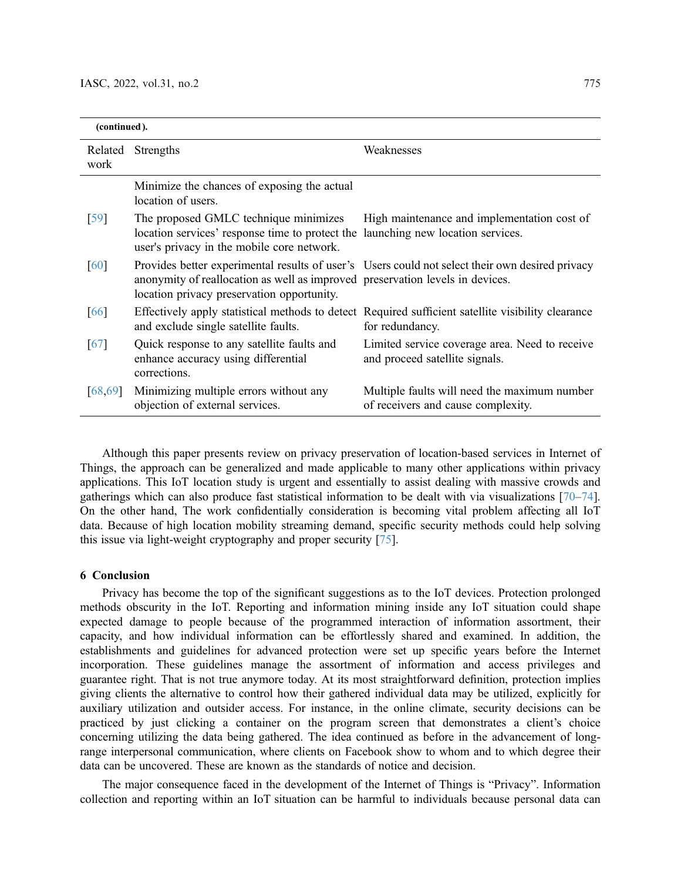**(continued).**

| Related work | Strengths | Weaknesses |
|---|---|---|
| | Minimize the chances of exposing the actual location of users. | |
| [59] | The proposed GMLC technique minimizes location services' response time to protect the user's privacy in the mobile core network. | High maintenance and implementation cost of launching new location services. |
| [60] | Provides better experimental results of user's anonymity of reallocation as well as improved location privacy preservation opportunity. | Users could not select their own desired privacy preservation levels in devices. |
| [66] | Effectively apply statistical methods to detect and exclude single satellite faults. | Required sufficient satellite visibility clearance for redundancy. |
| [67] | Quick response to any satellite faults and enhance accuracy using differential corrections. | Limited service coverage area. Need to receive and proceed satellite signals. |
| [68,69] | Minimizing multiple errors without any objection of external services. | Multiple faults will need the maximum number of receivers and cause complexity. |

Although this paper presents review on privacy preservation of location-based services in Internet of Things, the approach can be generalized and made applicable to many other applications within privacy applications. This IoT location study is urgent and essentially to assist dealing with massive crowds and gatherings which can also produce fast statistical information to be dealt with via visualizations [70–74]. On the other hand, The work confidentially consideration is becoming vital problem affecting all IoT data. Because of high location mobility streaming demand, specific security methods could help solving this issue via light-weight cryptography and proper security [75].

## 6 Conclusion

Privacy has become the top of the significant suggestions as to the IoT devices. Protection prolonged methods obscurity in the IoT. Reporting and information mining inside any IoT situation could shape expected damage to people because of the programmed interaction of information assortment, their capacity, and how individual information can be effortlessly shared and examined. In addition, the establishments and guidelines for advanced protection were set up specific years before the Internet incorporation. These guidelines manage the assortment of information and access privileges and guarantee right. That is not true anymore today. At its most straightforward definition, protection implies giving clients the alternative to control how their gathered individual data may be utilized, explicitly for auxiliary utilization and outsider access. For instance, in the online climate, security decisions can be practiced by just clicking a container on the program screen that demonstrates a client's choice concerning utilizing the data being gathered. The idea continued as before in the advancement of long-range interpersonal communication, where clients on Facebook show to whom and to which degree their data can be uncovered. These are known as the standards of notice and decision.

The major consequence faced in the development of the Internet of Things is "Privacy". Information collection and reporting within an IoT situation can be harmful to individuals because personal data can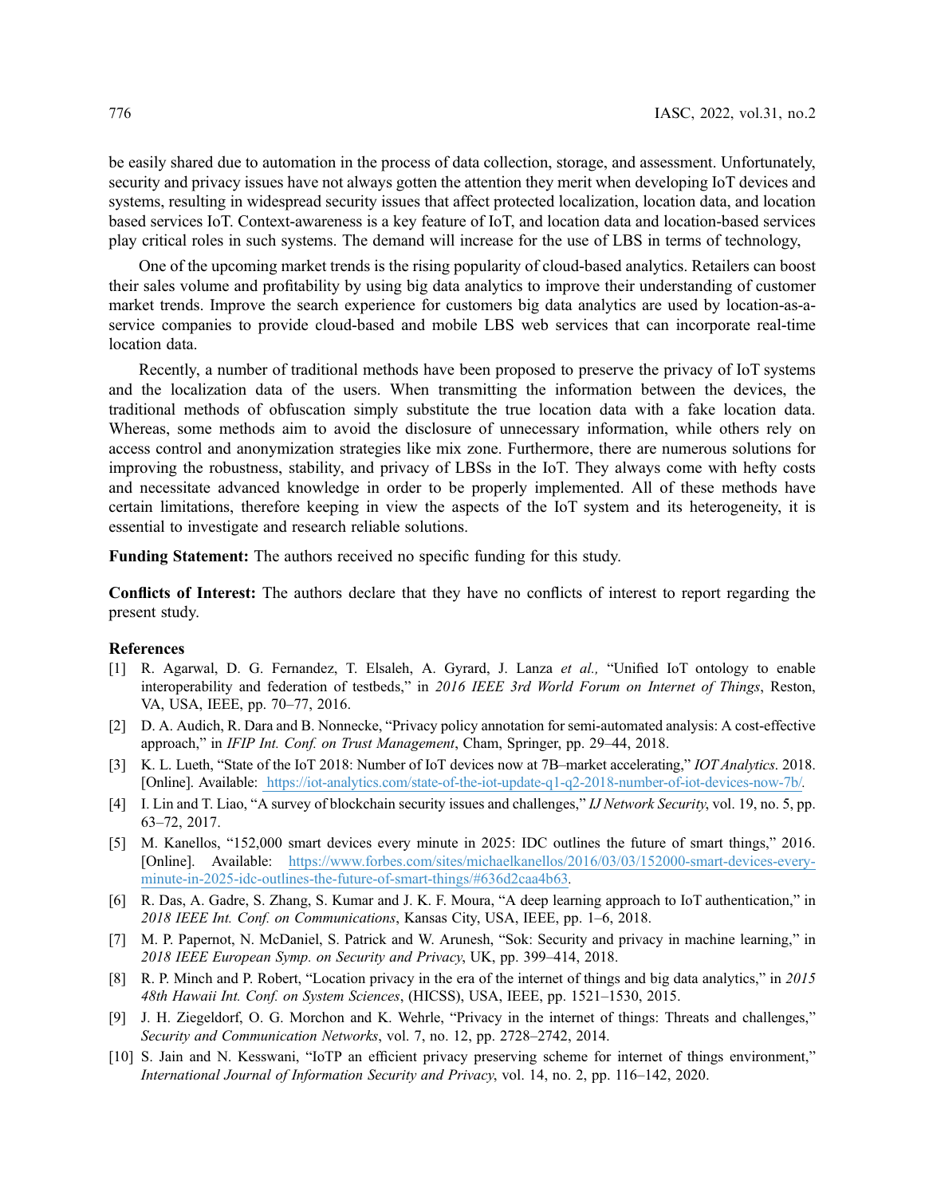be easily shared due to automation in the process of data collection, storage, and assessment. Unfortunately, security and privacy issues have not always gotten the attention they merit when developing IoT devices and systems, resulting in widespread security issues that affect protected localization, location data, and location based services IoT. Context-awareness is a key feature of IoT, and location data and location-based services play critical roles in such systems. The demand will increase for the use of LBS in terms of technology,

One of the upcoming market trends is the rising popularity of cloud-based analytics. Retailers can boost their sales volume and profitability by using big data analytics to improve their understanding of customer market trends. Improve the search experience for customers big data analytics are used by location-as-a-service companies to provide cloud-based and mobile LBS web services that can incorporate real-time location data.

Recently, a number of traditional methods have been proposed to preserve the privacy of IoT systems and the localization data of the users. When transmitting the information between the devices, the traditional methods of obfuscation simply substitute the true location data with a fake location data. Whereas, some methods aim to avoid the disclosure of unnecessary information, while others rely on access control and anonymization strategies like mix zone. Furthermore, there are numerous solutions for improving the robustness, stability, and privacy of LBSs in the IoT. They always come with hefty costs and necessitate advanced knowledge in order to be properly implemented. All of these methods have certain limitations, therefore keeping in view the aspects of the IoT system and its heterogeneity, it is essential to investigate and research reliable solutions.

**Funding Statement:** The authors received no specific funding for this study.

**Conflicts of Interest:** The authors declare that they have no conflicts of interest to report regarding the present study.

## References

[1] R. Agarwal, D. G. Fernandez, T. Elsaleh, A. Gyrard, J. Lanza *et al.,* "Unified IoT ontology to enable interoperability and federation of testbeds," in *2016 IEEE 3rd World Forum on Internet of Things*, Reston, VA, USA, IEEE, pp. 70–77, 2016.

[2] D. A. Audich, R. Dara and B. Nonnecke, "Privacy policy annotation for semi-automated analysis: A cost-effective approach," in *IFIP Int. Conf. on Trust Management*, Cham, Springer, pp. 29–44, 2018.

[3] K. L. Lueth, "State of the IoT 2018: Number of IoT devices now at 7B–market accelerating," *IOT Analytics*. 2018. [Online]. Available: https://iot-analytics.com/state-of-the-iot-update-q1-q2-2018-number-of-iot-devices-now-7b/.

[4] I. Lin and T. Liao, "A survey of blockchain security issues and challenges," *IJ Network Security*, vol. 19, no. 5, pp. 63–72, 2017.

[5] M. Kanellos, "152,000 smart devices every minute in 2025: IDC outlines the future of smart things," 2016. [Online]. Available: https://www.forbes.com/sites/michaelkanellos/2016/03/03/152000-smart-devices-every-minute-in-2025-idc-outlines-the-future-of-smart-things/#636d2caa4b63.

[6] R. Das, A. Gadre, S. Zhang, S. Kumar and J. K. F. Moura, "A deep learning approach to IoT authentication," in *2018 IEEE Int. Conf. on Communications*, Kansas City, USA, IEEE, pp. 1–6, 2018.

[7] M. P. Papernot, N. McDaniel, S. Patrick and W. Arunesh, "Sok: Security and privacy in machine learning," in *2018 IEEE European Symp. on Security and Privacy*, UK, pp. 399–414, 2018.

[8] R. P. Minch and P. Robert, "Location privacy in the era of the internet of things and big data analytics," in *2015 48th Hawaii Int. Conf. on System Sciences*, (HICSS), USA, IEEE, pp. 1521–1530, 2015.

[9] J. H. Ziegeldorf, O. G. Morchon and K. Wehrle, "Privacy in the internet of things: Threats and challenges," *Security and Communication Networks*, vol. 7, no. 12, pp. 2728–2742, 2014.

[10] S. Jain and N. Kesswani, "IoTP an efficient privacy preserving scheme for internet of things environment," *International Journal of Information Security and Privacy*, vol. 14, no. 2, pp. 116–142, 2020.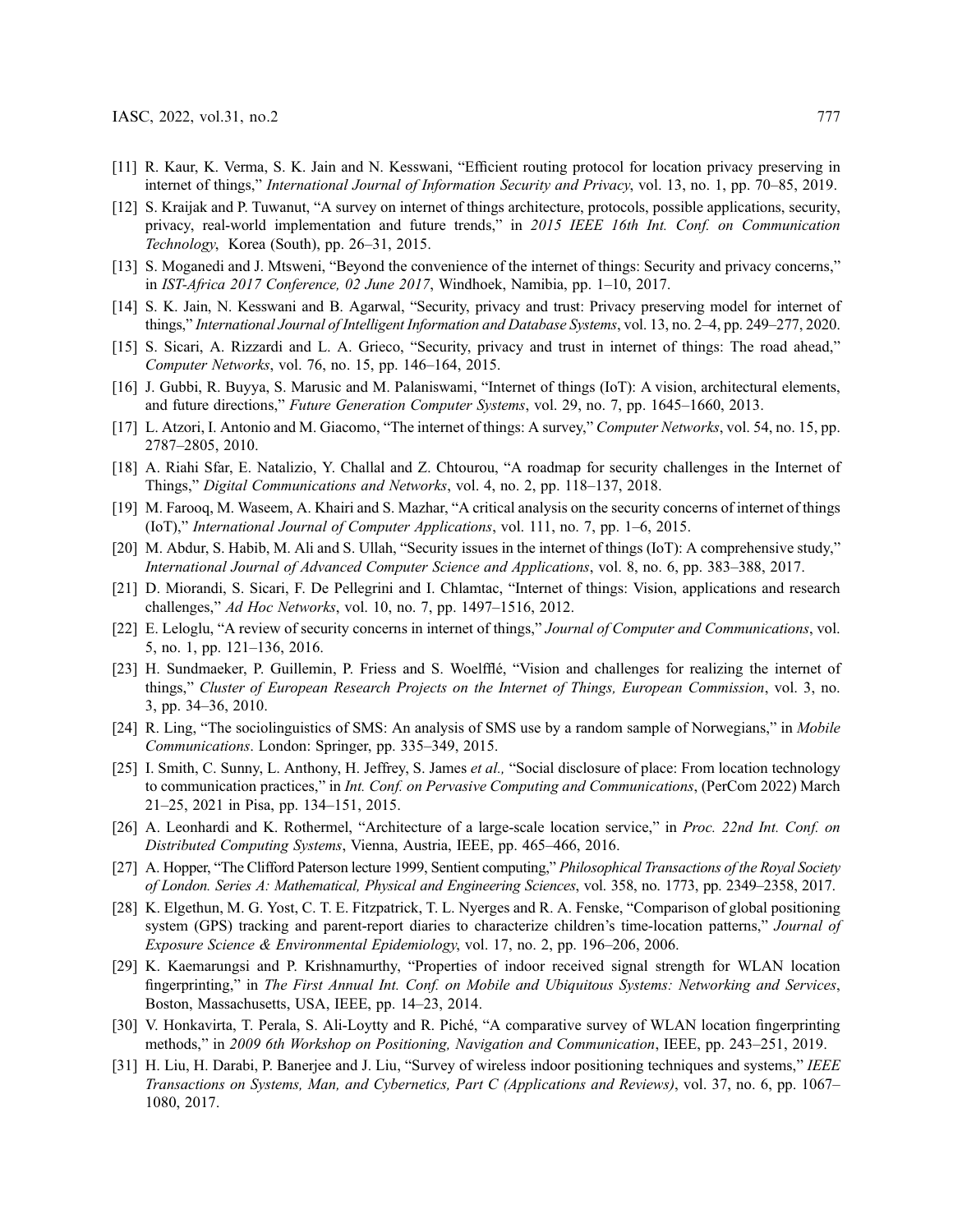[11] R. Kaur, K. Verma, S. K. Jain and N. Kesswani, "Efficient routing protocol for location privacy preserving in internet of things," *International Journal of Information Security and Privacy*, vol. 13, no. 1, pp. 70–85, 2019.

[12] S. Kraijak and P. Tuwanut, "A survey on internet of things architecture, protocols, possible applications, security, privacy, real-world implementation and future trends," in *2015 IEEE 16th Int. Conf. on Communication Technology*, Korea (South), pp. 26–31, 2015.

[13] S. Moganedi and J. Mtsweni, "Beyond the convenience of the internet of things: Security and privacy concerns," in *IST-Africa 2017 Conference, 02 June 2017*, Windhoek, Namibia, pp. 1–10, 2017.

[14] S. K. Jain, N. Kesswani and B. Agarwal, "Security, privacy and trust: Privacy preserving model for internet of things," *International Journal of Intelligent Information and Database Systems*, vol. 13, no. 2–4, pp. 249–277, 2020.

[15] S. Sicari, A. Rizzardi and L. A. Grieco, "Security, privacy and trust in internet of things: The road ahead," *Computer Networks*, vol. 76, no. 15, pp. 146–164, 2015.

[16] J. Gubbi, R. Buyya, S. Marusic and M. Palaniswami, "Internet of things (IoT): A vision, architectural elements, and future directions," *Future Generation Computer Systems*, vol. 29, no. 7, pp. 1645–1660, 2013.

[17] L. Atzori, I. Antonio and M. Giacomo, "The internet of things: A survey," *Computer Networks*, vol. 54, no. 15, pp. 2787–2805, 2010.

[18] A. Riahi Sfar, E. Natalizio, Y. Challal and Z. Chtourou, "A roadmap for security challenges in the Internet of Things," *Digital Communications and Networks*, vol. 4, no. 2, pp. 118–137, 2018.

[19] M. Farooq, M. Waseem, A. Khairi and S. Mazhar, "A critical analysis on the security concerns of internet of things (IoT)," *International Journal of Computer Applications*, vol. 111, no. 7, pp. 1–6, 2015.

[20] M. Abdur, S. Habib, M. Ali and S. Ullah, "Security issues in the internet of things (IoT): A comprehensive study," *International Journal of Advanced Computer Science and Applications*, vol. 8, no. 6, pp. 383–388, 2017.

[21] D. Miorandi, S. Sicari, F. De Pellegrini and I. Chlamtac, "Internet of things: Vision, applications and research challenges," *Ad Hoc Networks*, vol. 10, no. 7, pp. 1497–1516, 2012.

[22] E. Leloglu, "A review of security concerns in internet of things," *Journal of Computer and Communications*, vol. 5, no. 1, pp. 121–136, 2016.

[23] H. Sundmaeker, P. Guillemin, P. Friess and S. Woelfflé, "Vision and challenges for realizing the internet of things," *Cluster of European Research Projects on the Internet of Things, European Commission*, vol. 3, no. 3, pp. 34–36, 2010.

[24] R. Ling, "The sociolinguistics of SMS: An analysis of SMS use by a random sample of Norwegians," in *Mobile Communications*. London: Springer, pp. 335–349, 2015.

[25] I. Smith, C. Sunny, L. Anthony, H. Jeffrey, S. James *et al.,* "Social disclosure of place: From location technology to communication practices," in *Int. Conf. on Pervasive Computing and Communications*, (PerCom 2022) March 21–25, 2021 in Pisa, pp. 134–151, 2015.

[26] A. Leonhardi and K. Rothermel, "Architecture of a large-scale location service," in *Proc. 22nd Int. Conf. on Distributed Computing Systems*, Vienna, Austria, IEEE, pp. 465–466, 2016.

[27] A. Hopper, "The Clifford Paterson lecture 1999, Sentient computing," *Philosophical Transactions of the Royal Society of London. Series A: Mathematical, Physical and Engineering Sciences*, vol. 358, no. 1773, pp. 2349–2358, 2017.

[28] K. Elgethun, M. G. Yost, C. T. E. Fitzpatrick, T. L. Nyerges and R. A. Fenske, "Comparison of global positioning system (GPS) tracking and parent-report diaries to characterize children's time-location patterns," *Journal of Exposure Science & Environmental Epidemiology*, vol. 17, no. 2, pp. 196–206, 2006.

[29] K. Kaemarungsi and P. Krishnamurthy, "Properties of indoor received signal strength for WLAN location fingerprinting," in *The First Annual Int. Conf. on Mobile and Ubiquitous Systems: Networking and Services*, Boston, Massachusetts, USA, IEEE, pp. 14–23, 2014.

[30] V. Honkavirta, T. Perala, S. Ali-Loytty and R. Piché, "A comparative survey of WLAN location fingerprinting methods," in *2009 6th Workshop on Positioning, Navigation and Communication*, IEEE, pp. 243–251, 2019.

[31] H. Liu, H. Darabi, P. Banerjee and J. Liu, "Survey of wireless indoor positioning techniques and systems," *IEEE Transactions on Systems, Man, and Cybernetics, Part C (Applications and Reviews)*, vol. 37, no. 6, pp. 1067–1080, 2017.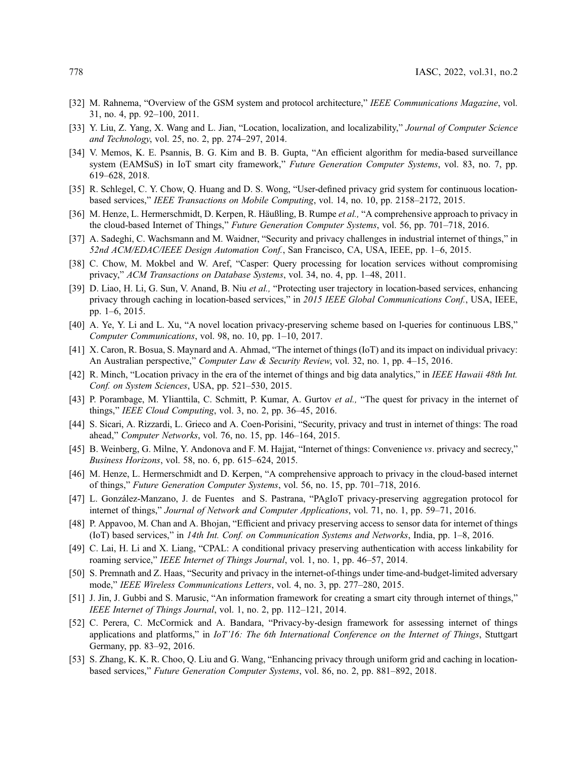[32] M. Rahnema, "Overview of the GSM system and protocol architecture," *IEEE Communications Magazine*, vol. 31, no. 4, pp. 92–100, 2011.

[33] Y. Liu, Z. Yang, X. Wang and L. Jian, "Location, localization, and localizability," *Journal of Computer Science and Technology*, vol. 25, no. 2, pp. 274–297, 2014.

[34] V. Memos, K. E. Psannis, B. G. Kim and B. B. Gupta, "An efficient algorithm for media-based surveillance system (EAMSuS) in IoT smart city framework," *Future Generation Computer Systems*, vol. 83, no. 7, pp. 619–628, 2018.

[35] R. Schlegel, C. Y. Chow, Q. Huang and D. S. Wong, "User-defined privacy grid system for continuous location-based services," *IEEE Transactions on Mobile Computing*, vol. 14, no. 10, pp. 2158–2172, 2015.

[36] M. Henze, L. Hermerschmidt, D. Kerpen, R. Häußling, B. Rumpe *et al.,* "A comprehensive approach to privacy in the cloud-based Internet of Things," *Future Generation Computer Systems*, vol. 56, pp. 701–718, 2016.

[37] A. Sadeghi, C. Wachsmann and M. Waidner, "Security and privacy challenges in industrial internet of things," in *52nd ACM/EDAC/IEEE Design Automation Conf.*, San Francisco, CA, USA, IEEE, pp. 1–6, 2015.

[38] C. Chow, M. Mokbel and W. Aref, "Casper: Query processing for location services without compromising privacy," *ACM Transactions on Database Systems*, vol. 34, no. 4, pp. 1–48, 2011.

[39] D. Liao, H. Li, G. Sun, V. Anand, B. Niu *et al.,* "Protecting user trajectory in location-based services, enhancing privacy through caching in location-based services," in *2015 IEEE Global Communications Conf.*, USA, IEEE, pp. 1–6, 2015.

[40] A. Ye, Y. Li and L. Xu, "A novel location privacy-preserving scheme based on l-queries for continuous LBS," *Computer Communications*, vol. 98, no. 10, pp. 1–10, 2017.

[41] X. Caron, R. Bosua, S. Maynard and A. Ahmad, "The internet of things (IoT) and its impact on individual privacy: An Australian perspective," *Computer Law & Security Review*, vol. 32, no. 1, pp. 4–15, 2016.

[42] R. Minch, "Location privacy in the era of the internet of things and big data analytics," in *IEEE Hawaii 48th Int. Conf. on System Sciences*, USA, pp. 521–530, 2015.

[43] P. Porambage, M. Ylianttila, C. Schmitt, P. Kumar, A. Gurtov *et al.,* "The quest for privacy in the internet of things," *IEEE Cloud Computing*, vol. 3, no. 2, pp. 36–45, 2016.

[44] S. Sicari, A. Rizzardi, L. Grieco and A. Coen-Porisini, "Security, privacy and trust in internet of things: The road ahead," *Computer Networks*, vol. 76, no. 15, pp. 146–164, 2015.

[45] B. Weinberg, G. Milne, Y. Andonova and F. M. Hajjat, "Internet of things: Convenience *vs*. privacy and secrecy," *Business Horizons*, vol. 58, no. 6, pp. 615–624, 2015.

[46] M. Henze, L. Hermerschmidt and D. Kerpen, "A comprehensive approach to privacy in the cloud-based internet of things," *Future Generation Computer Systems*, vol. 56, no. 15, pp. 701–718, 2016.

[47] L. González-Manzano, J. de Fuentes and S. Pastrana, "PAgIoT privacy-preserving aggregation protocol for internet of things," *Journal of Network and Computer Applications*, vol. 71, no. 1, pp. 59–71, 2016.

[48] P. Appavoo, M. Chan and A. Bhojan, "Efficient and privacy preserving access to sensor data for internet of things (IoT) based services," in *14th Int. Conf. on Communication Systems and Networks*, India, pp. 1–8, 2016.

[49] C. Lai, H. Li and X. Liang, "CPAL: A conditional privacy preserving authentication with access linkability for roaming service," *IEEE Internet of Things Journal*, vol. 1, no. 1, pp. 46–57, 2014.

[50] S. Premnath and Z. Haas, "Security and privacy in the internet-of-things under time-and-budget-limited adversary mode," *IEEE Wireless Communications Letters*, vol. 4, no. 3, pp. 277–280, 2015.

[51] J. Jin, J. Gubbi and S. Marusic, "An information framework for creating a smart city through internet of things," *IEEE Internet of Things Journal*, vol. 1, no. 2, pp. 112–121, 2014.

[52] C. Perera, C. McCormick and A. Bandara, "Privacy-by-design framework for assessing internet of things applications and platforms," in *IoT'16: The 6th International Conference on the Internet of Things*, Stuttgart Germany, pp. 83–92, 2016.

[53] S. Zhang, K. K. R. Choo, Q. Liu and G. Wang, "Enhancing privacy through uniform grid and caching in location-based services," *Future Generation Computer Systems*, vol. 86, no. 2, pp. 881–892, 2018.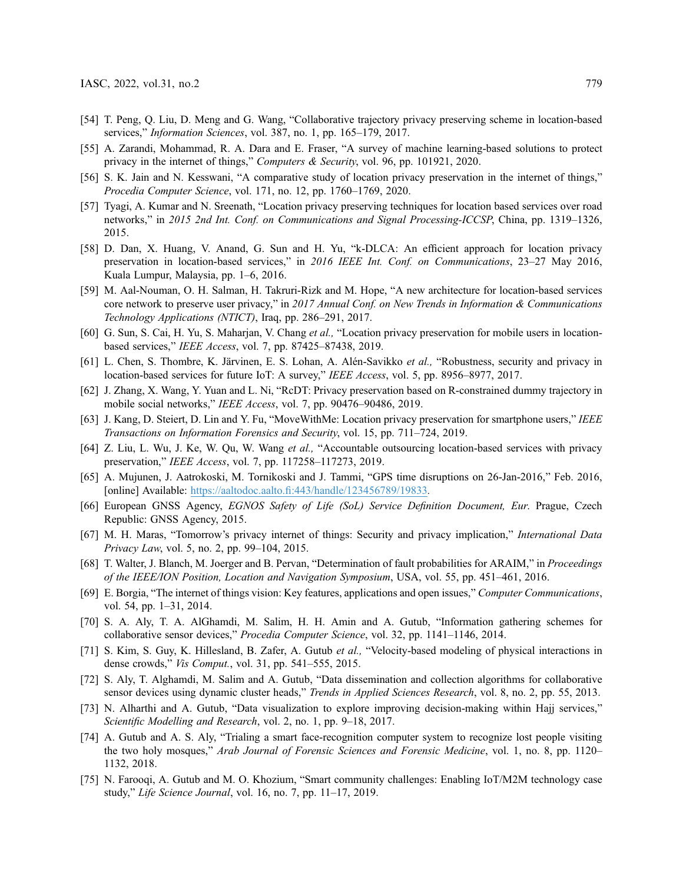[54] T. Peng, Q. Liu, D. Meng and G. Wang, “Collaborative trajectory privacy preserving scheme in location-based services,” *Information Sciences*, vol. 387, no. 1, pp. 165–179, 2017.

[55] A. Zarandi, Mohammad, R. A. Dara and E. Fraser, “A survey of machine learning-based solutions to protect privacy in the internet of things,” *Computers & Security*, vol. 96, pp. 101921, 2020.

[56] S. K. Jain and N. Kesswani, “A comparative study of location privacy preservation in the internet of things,” *Procedia Computer Science*, vol. 171, no. 12, pp. 1760–1769, 2020.

[57] Tyagi, A. Kumar and N. Sreenath, “Location privacy preserving techniques for location based services over road networks,” in *2015 2nd Int. Conf. on Communications and Signal Processing-ICCSP*, China, pp. 1319–1326, 2015.

[58] D. Dan, X. Huang, V. Anand, G. Sun and H. Yu, “k-DLCA: An efficient approach for location privacy preservation in location-based services,” in *2016 IEEE Int. Conf. on Communications*, 23–27 May 2016, Kuala Lumpur, Malaysia, pp. 1–6, 2016.

[59] M. Aal-Nouman, O. H. Salman, H. Takruri-Rizk and M. Hope, “A new architecture for location-based services core network to preserve user privacy,” in *2017 Annual Conf. on New Trends in Information & Communications Technology Applications (NTICT)*, Iraq, pp. 286–291, 2017.

[60] G. Sun, S. Cai, H. Yu, S. Maharjan, V. Chang *et al.,* “Location privacy preservation for mobile users in location-based services,” *IEEE Access*, vol. 7, pp. 87425–87438, 2019.

[61] L. Chen, S. Thombre, K. Järvinen, E. S. Lohan, A. Alén-Savikko *et al.,* “Robustness, security and privacy in location-based services for future IoT: A survey,” *IEEE Access*, vol. 5, pp. 8956–8977, 2017.

[62] J. Zhang, X. Wang, Y. Yuan and L. Ni, “RcDT: Privacy preservation based on R-constrained dummy trajectory in mobile social networks,” *IEEE Access*, vol. 7, pp. 90476–90486, 2019.

[63] J. Kang, D. Steiert, D. Lin and Y. Fu, “MoveWithMe: Location privacy preservation for smartphone users,” *IEEE Transactions on Information Forensics and Security*, vol. 15, pp. 711–724, 2019.

[64] Z. Liu, L. Wu, J. Ke, W. Qu, W. Wang *et al.,* “Accountable outsourcing location-based services with privacy preservation,” *IEEE Access*, vol. 7, pp. 117258–117273, 2019.

[65] A. Mujunen, J. Aatrokoski, M. Tornikoski and J. Tammi, “GPS time disruptions on 26-Jan-2016,” Feb. 2016, [online] Available: https://aaltodoc.aalto.fi:443/handle/123456789/19833.

[66] European GNSS Agency, *EGNOS Safety of Life (SoL) Service Definition Document, Eur*. Prague, Czech Republic: GNSS Agency, 2015.

[67] M. H. Maras, “Tomorrow’s privacy internet of things: Security and privacy implication,” *International Data Privacy Law*, vol. 5, no. 2, pp. 99–104, 2015.

[68] T. Walter, J. Blanch, M. Joerger and B. Pervan, “Determination of fault probabilities for ARAIM,” in *Proceedings of the IEEE/ION Position, Location and Navigation Symposium*, USA, vol. 55, pp. 451–461, 2016.

[69] E. Borgia, “The internet of things vision: Key features, applications and open issues,” *Computer Communications*, vol. 54, pp. 1–31, 2014.

[70] S. A. Aly, T. A. AlGhamdi, M. Salim, H. H. Amin and A. Gutub, “Information gathering schemes for collaborative sensor devices,” *Procedia Computer Science*, vol. 32, pp. 1141–1146, 2014.

[71] S. Kim, S. Guy, K. Hillesland, B. Zafer, A. Gutub *et al.,* “Velocity-based modeling of physical interactions in dense crowds,” *Vis Comput.*, vol. 31, pp. 541–555, 2015.

[72] S. Aly, T. Alghamdi, M. Salim and A. Gutub, “Data dissemination and collection algorithms for collaborative sensor devices using dynamic cluster heads,” *Trends in Applied Sciences Research*, vol. 8, no. 2, pp. 55, 2013.

[73] N. Alharthi and A. Gutub, “Data visualization to explore improving decision-making within Hajj services,” *Scientific Modelling and Research*, vol. 2, no. 1, pp. 9–18, 2017.

[74] A. Gutub and A. S. Aly, “Trialing a smart face-recognition computer system to recognize lost people visiting the two holy mosques,” *Arab Journal of Forensic Sciences and Forensic Medicine*, vol. 1, no. 8, pp. 1120–1132, 2018.

[75] N. Farooqi, A. Gutub and M. O. Khozium, “Smart community challenges: Enabling IoT/M2M technology case study,” *Life Science Journal*, vol. 16, no. 7, pp. 11–17, 2019.